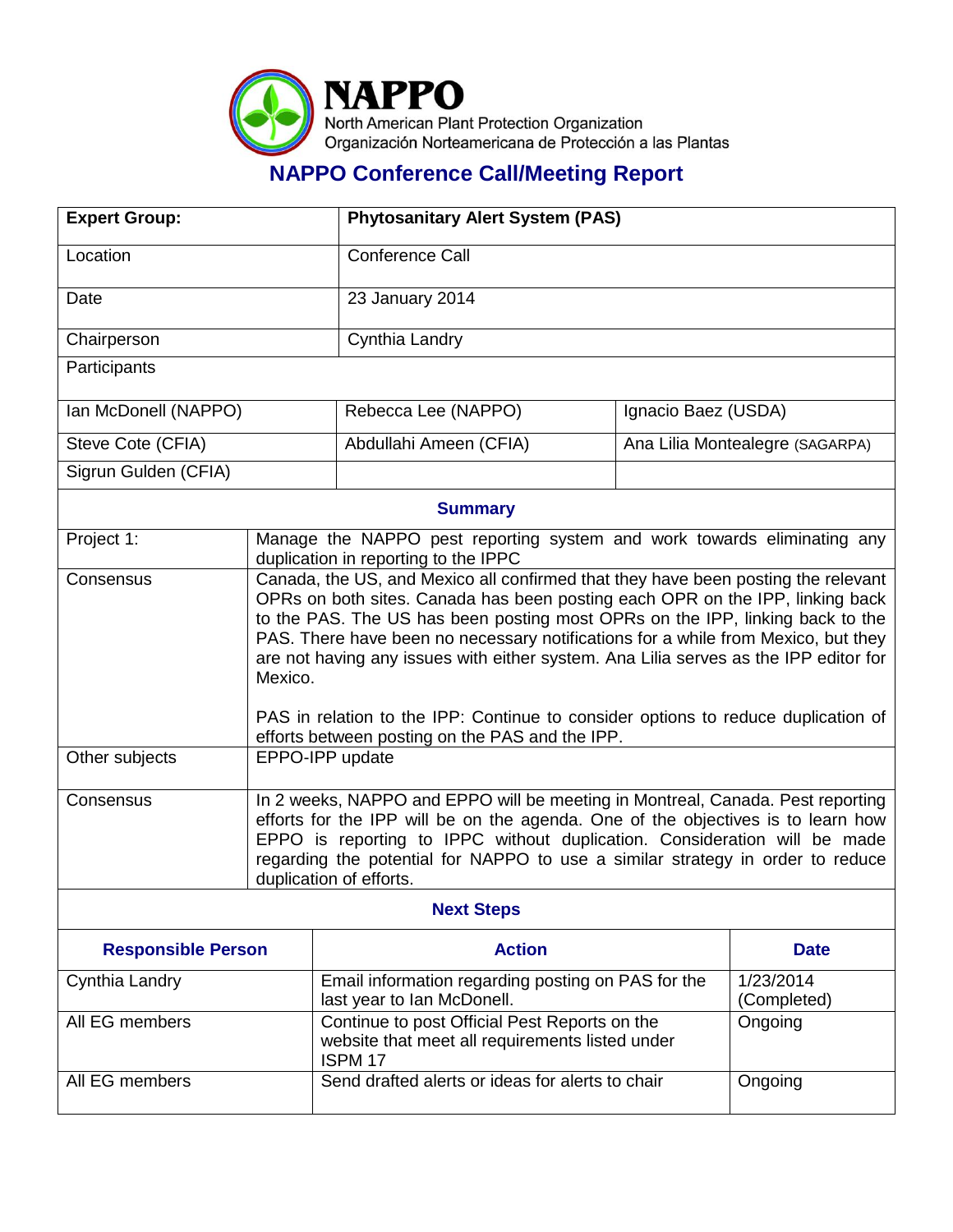# NAPPO

North American Plant Protection Organization
Organización Norteamericana de Protección a las Plantas

## NAPPO Conference Call/Meeting Report

| **Expert Group:** | **Phytosanitary Alert System (PAS)** | |
|---|---|---|
| Location | Conference Call | |
| Date | 23 January 2014 | |
| Chairperson | Cynthia Landry | |
| Participants | | |
| Ian McDonell (NAPPO) | Rebecca Lee (NAPPO) | Ignacio Baez (USDA) |
| Steve Cote (CFIA) | Abdullahi Ameen (CFIA) | Ana Lilia Montealegre (SAGARPA) |
| Sigrun Gulden (CFIA) | | |

### Summary

| | |
|---|---|
| Project 1: | Manage the NAPPO pest reporting system and work towards eliminating any duplication in reporting to the IPPC |
| Consensus | Canada, the US, and Mexico all confirmed that they have been posting the relevant OPRs on both sites. Canada has been posting each OPR on the IPP, linking back to the PAS. The US has been posting most OPRs on the IPP, linking back to the PAS. There have been no necessary notifications for a while from Mexico, but they are not having any issues with either system. Ana Lilia serves as the IPP editor for Mexico.<br><br>PAS in relation to the IPP: Continue to consider options to reduce duplication of efforts between posting on the PAS and the IPP. |
| Other subjects | EPPO-IPP update |
| Consensus | In 2 weeks, NAPPO and EPPO will be meeting in Montreal, Canada. Pest reporting efforts for the IPP will be on the agenda. One of the objectives is to learn how EPPO is reporting to IPPC without duplication. Consideration will be made regarding the potential for NAPPO to use a similar strategy in order to reduce duplication of efforts. |

### Next Steps

| **Responsible Person** | **Action** | **Date** |
|---|---|---|
| Cynthia Landry | Email information regarding posting on PAS for the last year to Ian McDonell. | 1/23/2014 (Completed) |
| All EG members | Continue to post Official Pest Reports on the website that meet all requirements listed under ISPM 17 | Ongoing |
| All EG members | Send drafted alerts or ideas for alerts to chair | Ongoing |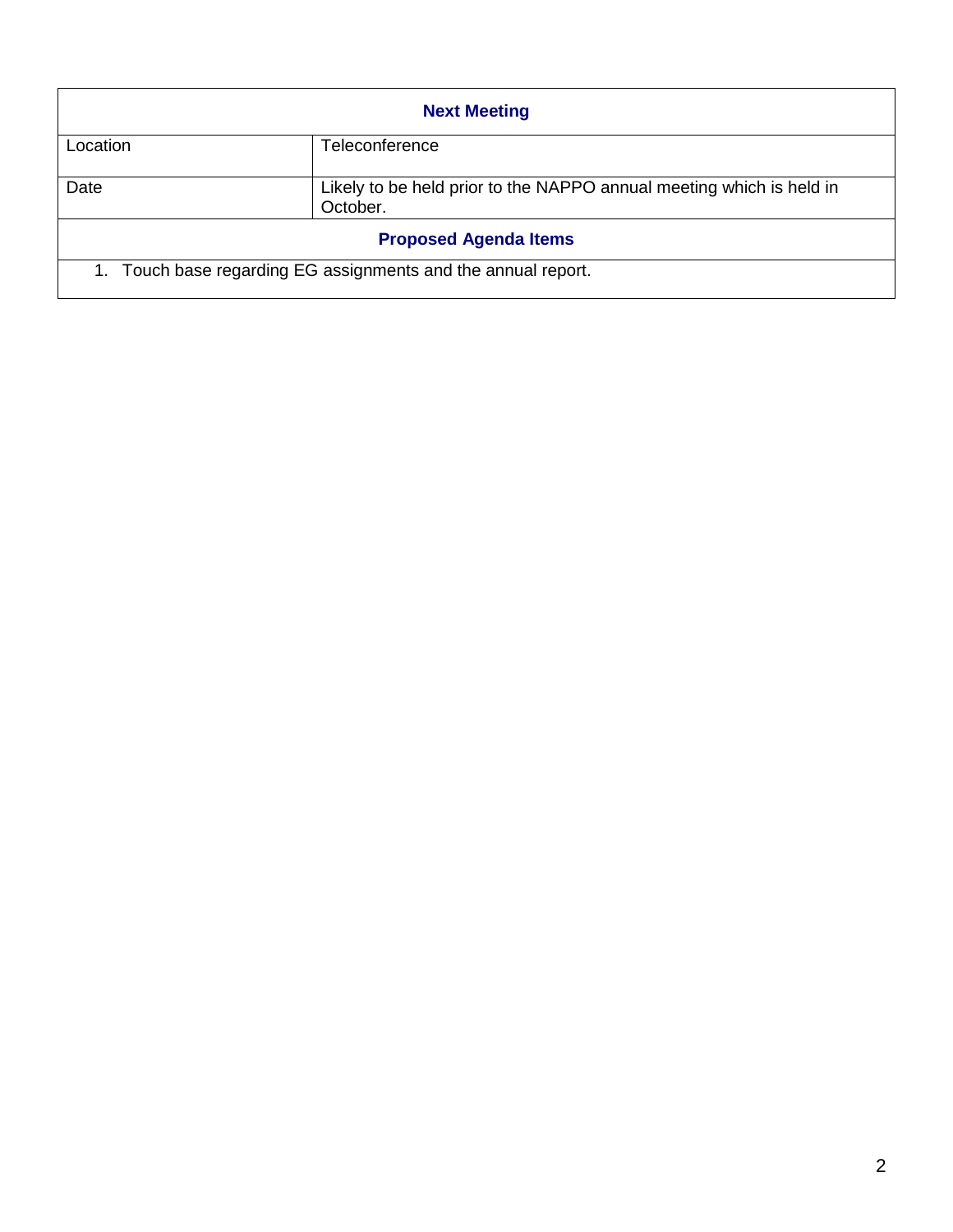| Next Meeting | |
|---|---|
| Location | Teleconference |
| Date | Likely to be held prior to the NAPPO annual meeting which is held in October. |
| **Proposed Agenda Items** | |
| 1. Touch base regarding EG assignments and the annual report. | |